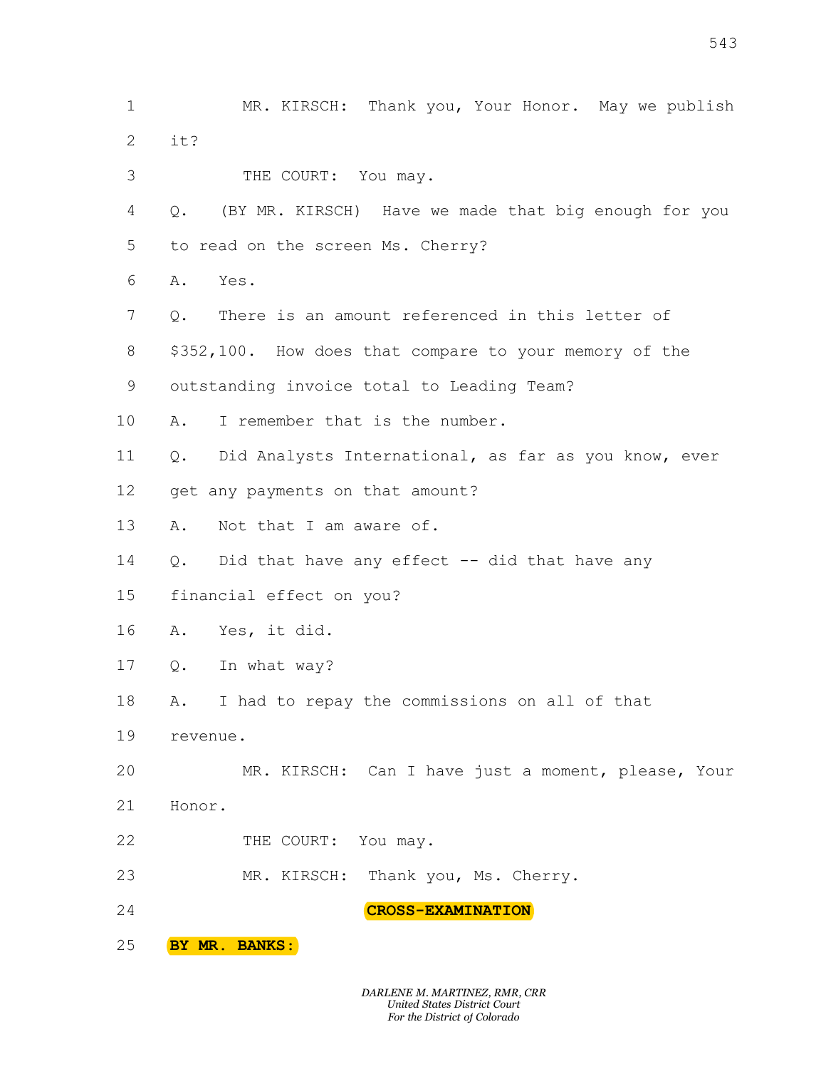MR. KIRSCH: Thank you, Your Honor. May we publish it?

THE COURT: You may.

Q. (BY MR. KIRSCH) Have we made that big enough for you to read on the screen Ms. Cherry?

A. Yes.

Q. There is an amount referenced in this letter of $352,100. How does that compare to your memory of the outstanding invoice total to Leading Team?

A. I remember that is the number.

Q. Did Analysts International, as far as you know, ever get any payments on that amount?

A. Not that I am aware of.

Q. Did that have any effect -- did that have any financial effect on you?

A. Yes, it did.

Q. In what way?

A. I had to repay the commissions on all of that revenue.

MR. KIRSCH: Can I have just a moment, please, Your Honor.

THE COURT: You may.

MR. KIRSCH: Thank you, Ms. Cherry.

**CROSS-EXAMINATION**

**BY MR. BANKS:**

*DARLENE M. MARTINEZ, RMR, CRR*
*United States District Court*
*For the District of Colorado*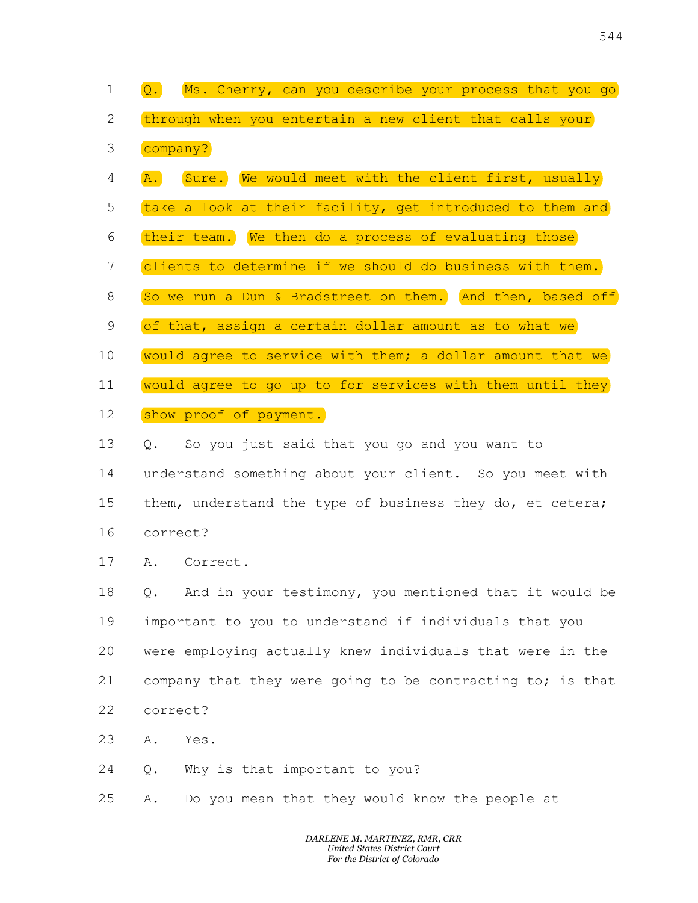1 Q. Ms. Cherry, can you describe your process that you go

2 through when you entertain a new client that calls your

3 company?

4 A. Sure. We would meet with the client first, usually

5 take a look at their facility, get introduced to them and

6 their team. We then do a process of evaluating those

7 clients to determine if we should do business with them.

8 So we run a Dun & Bradstreet on them. And then, based off

9 of that, assign a certain dollar amount as to what we

10 would agree to service with them; a dollar amount that we

11 would agree to go up to for services with them until they

12 show proof of payment.

13 Q. So you just said that you go and you want to

14 understand something about your client. So you meet with

15 them, understand the type of business they do, et cetera;

16 correct?

17 A. Correct.

18 Q. And in your testimony, you mentioned that it would be

19 important to you to understand if individuals that you

20 were employing actually knew individuals that were in the

21 company that they were going to be contracting to; is that

22 correct?

23 A. Yes.

24 Q. Why is that important to you?

25 A. Do you mean that they would know the people at

*DARLENE M. MARTINEZ, RMR, CRR*
*United States District Court*
*For the District of Colorado*